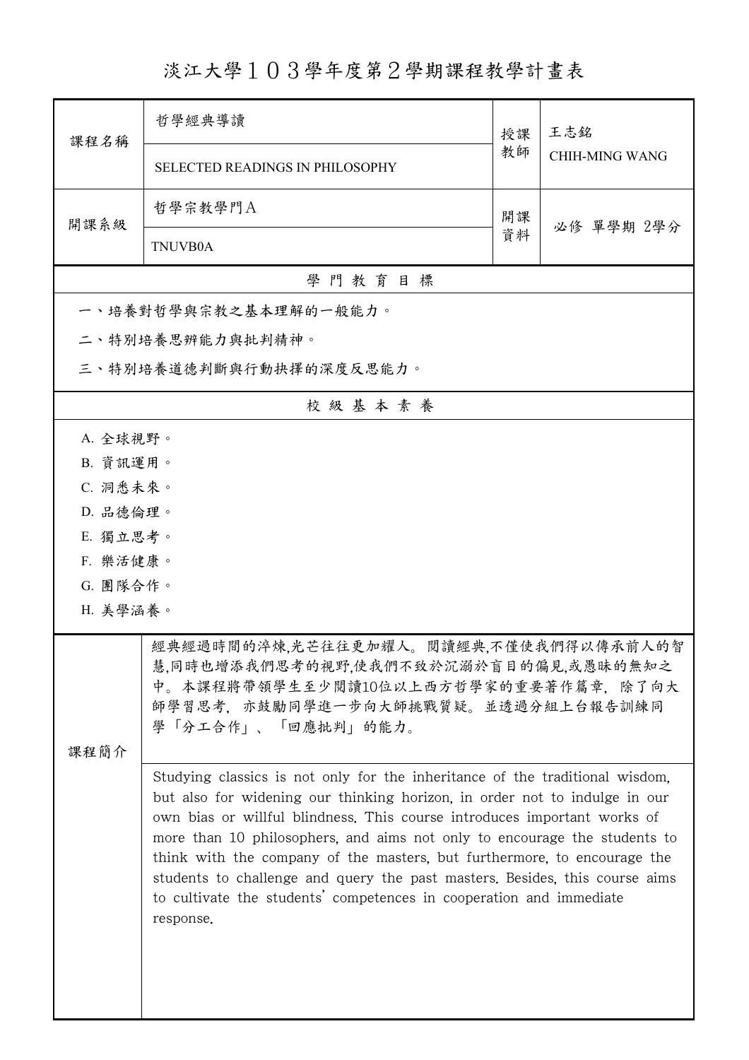# 淡江大學１０３學年度第２學期課程教學計畫表

| 課程名稱 | 哲學經典導讀<br>SELECTED READINGS IN PHILOSOPHY | 授課教師 | 王志銘<br>CHIH-MING WANG |
|---|---|---|---|
| 開課系級 | 哲學宗教學門A<br>TNUVB0A | 開課資料 | 必修 單學期 2學分 |

## 學 門 教 育 目 標

一、培養對哲學與宗教之基本理解的一般能力。

二、特別培養思辨能力與批判精神。

三、特別培養道德判斷與行動抉擇的深度反思能力。

## 校 級 基 本 素 養

A. 全球視野。

B. 資訊運用。

C. 洞悉未來。

D. 品德倫理。

E. 獨立思考。

F. 樂活健康。

G. 團隊合作。

H. 美學涵養。

## 課程簡介

經典經過時間的淬煉,光芒往往更加耀人。 閱讀經典,不僅使我們得以傳承前人的智慧,同時也增添我們思考的視野,使我們不致於沉溺於盲目的偏見,或愚昧的無知之中。 本課程將帶領學生至少閱讀10位以上西方哲學家的重要著作篇章, 除了向大師學習思考, 亦鼓勵同學進一步向大師挑戰質疑。 並透過分組上台報告訓練同學「分工合作」、「回應批判」的能力。

Studying classics is not only for the inheritance of the traditional wisdom, but also for widening our thinking horizon, in order not to indulge in our own bias or willful blindness. This course introduces important works of more than 10 philosophers, and aims not only to encourage the students to think with the company of the masters, but furthermore, to encourage the students to challenge and query the past masters. Besides, this course aims to cultivate the students' competences in cooperation and immediate response.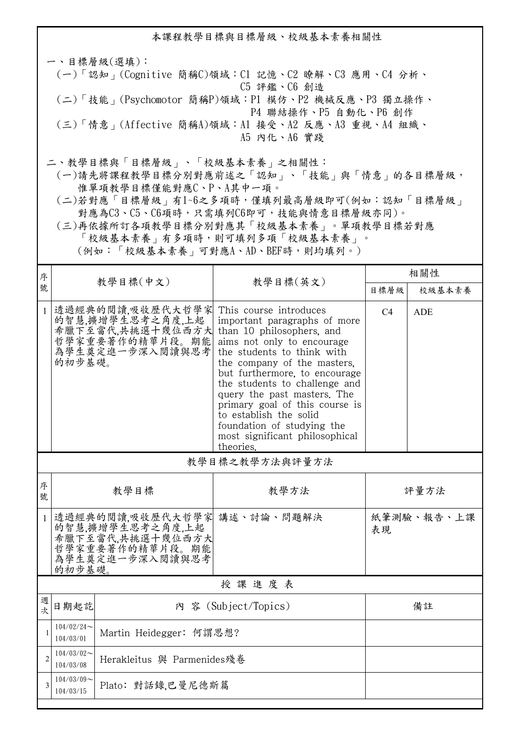## 本課程教學目標與目標層級、校級基本素養相關性

一、目標層級(選填)：

(一)「認知」(Cognitive 簡稱C)領域：C1 記憶、C2 瞭解、C3 應用、C4 分析、C5 評鑑、C6 創造

(二)「技能」(Psychomotor 簡稱P)領域：P1 模仿、P2 機械反應、P3 獨立操作、P4 聯結操作、P5 自動化、P6 創作

(三)「情意」(Affective 簡稱A)領域：A1 接受、A2 反應、A3 重視、A4 組織、A5 內化、A6 實踐

二、教學目標與「目標層級」、「校級基本素養」之相關性：

(一)請先將課程教學目標分別對應前述之「認知」、「技能」與「情意」的各目標層級，惟單項教學目標僅能對應C、P、A其中一項。

(二)若對應「目標層級」有1~6之多項時，僅填列最高層級即可(例如：認知「目標層級」對應為C3、C5、C6項時，只需填列C6即可，技能與情意目標層級亦同)。

(三)再依據所訂各項教學目標分別對應其「校級基本素養」。單項教學目標若對應「校級基本素養」有多項時，則可填列多項「校級基本素養」。(例如：「校級基本素養」可對應A、AD、BEF時，則均填列。)

| 序號 | 教學目標(中文) | 教學目標(英文) | 相關性 | |
|---|---|---|---|---|
| | | | 目標層級 | 校級基本素養 |
| 1 | 透過經典的閱讀,吸收歷代大哲學家的智慧,擴增學生思考之角度,上起希臘下至當代,共挑選十幾位西方大哲學家重要著作的精華片段。期能為學生奠定進一步深入閱讀與思考的初步基礎。 | This course introduces important paragraphs of more than 10 philosophers, and aims not only to encourage the students to think with the company of the masters, but furthermore, to encourage the students to challenge and query the past masters. The primary goal of this course is to establish the solid foundation of studying the most significant philosophical theories. | C4 | ADE |

## 教學目標之教學方法與評量方法

| 序號 | 教學目標 | 教學方法 | 評量方法 |
|---|---|---|---|
| 1 | 透過經典的閱讀,吸收歷代大哲學家的智慧,擴增學生思考之角度,上起希臘下至當代,共挑選十幾位西方大哲學家重要著作的精華片段。期能為學生奠定進一步深入閱讀與思考的初步基礎。 | 講述、討論、問題解決 | 紙筆測驗、報告、上課表現 |

## 授 課 進 度 表

| 週次 | 日期起訖 | 內 容 (Subject/Topics) | 備註 |
|---|---|---|---|
| 1 | 104/02/24～104/03/01 | Martin Heidegger: 何謂思想? | |
| 2 | 104/03/02～104/03/08 | Herakleitus 與 Parmenides殘卷 | |
| 3 | 104/03/09～104/03/15 | Plato: 對話錄,巴曼尼德斯篇 | |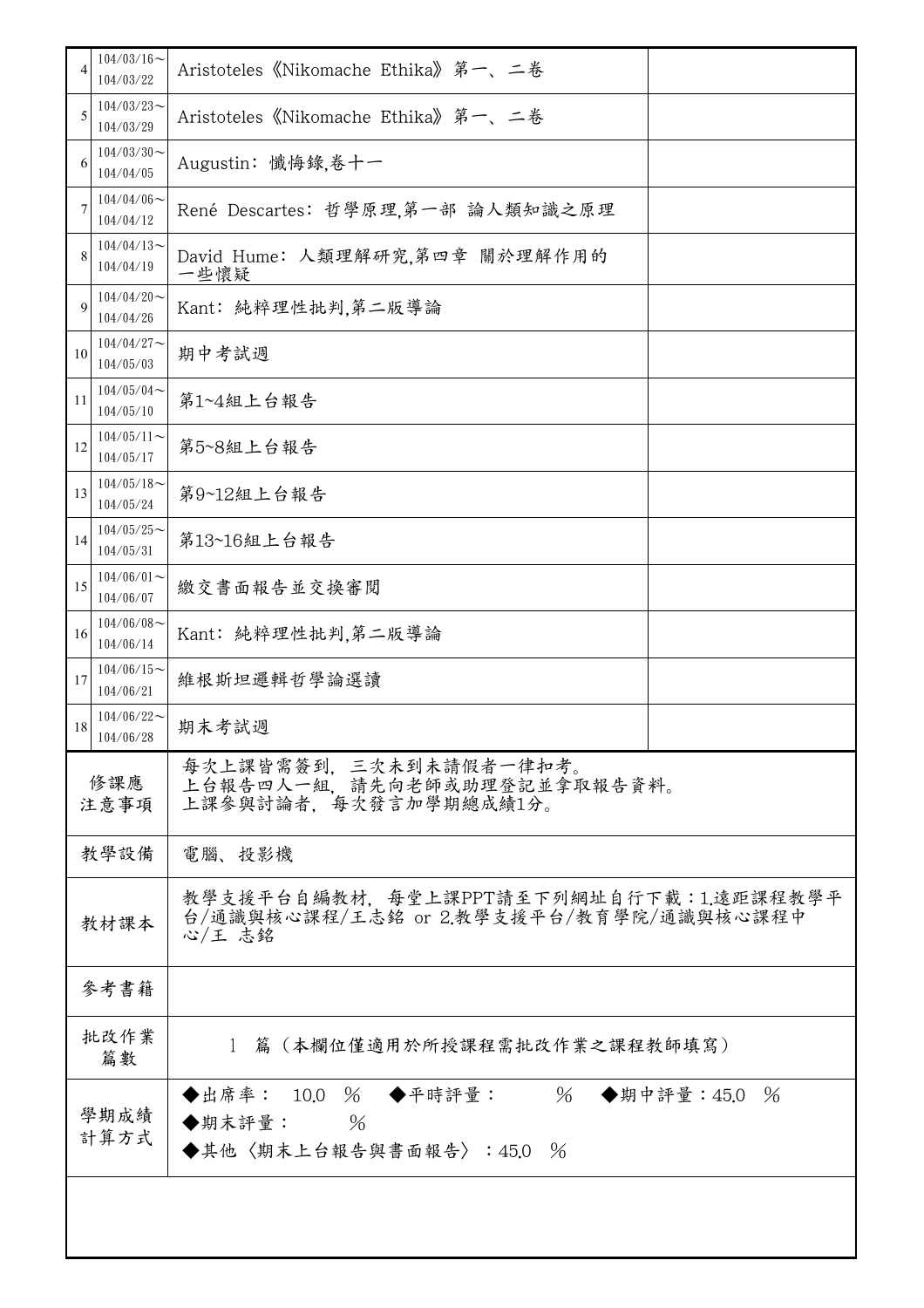| 4 | 104/03/16～<br>104/03/22 | Aristoteles《Nikomache Ethika》第一、二卷 | |
|---|---|---|---|
| 5 | 104/03/23～<br>104/03/29 | Aristoteles《Nikomache Ethika》第一、二卷 | |
| 6 | 104/03/30～<br>104/04/05 | Augustin：懺悔錄,卷十一 | |
| 7 | 104/04/06～<br>104/04/12 | René Descartes：哲學原理,第一部 論人類知識之原理 | |
| 8 | 104/04/13～<br>104/04/19 | David Hume：人類理解研究,第四章 關於理解作用的一些懷疑 | |
| 9 | 104/04/20～<br>104/04/26 | Kant：純粹理性批判,第二版導論 | |
| 10 | 104/04/27～<br>104/05/03 | 期中考試週 | |
| 11 | 104/05/04～<br>104/05/10 | 第1~4組上台報告 | |
| 12 | 104/05/11～<br>104/05/17 | 第5~8組上台報告 | |
| 13 | 104/05/18～<br>104/05/24 | 第9~12組上台報告 | |
| 14 | 104/05/25～<br>104/05/31 | 第13~16組上台報告 | |
| 15 | 104/06/01～<br>104/06/07 | 繳交書面報告並交換審閱 | |
| 16 | 104/06/08～<br>104/06/14 | Kant：純粹理性批判,第二版導論 | |
| 17 | 104/06/15～<br>104/06/21 | 維根斯坦邏輯哲學論選讀 | |
| 18 | 104/06/22～<br>104/06/28 | 期末考試週 | |

| 項目 | 內容 |
|---|---|
| 修課應注意事項 | 每次上課皆需簽到，三次未到未請假者一律扣考。<br>上台報告四人一組，請先向老師或助理登記並拿取報告資料。<br>上課參與討論者，每次發言加學期總成績1分。 |
| 教學設備 | 電腦、投影機 |
| 教材課本 | 教學支援平台自編教材，每堂上課PPT請至下列網址自行下載：1.遠距課程教學平台/通識與核心課程/王志銘 or 2.教學支援平台/教育學院/通識與核心課程中心/王 志銘 |
| 參考書籍 | |
| 批改作業篇數 | 1 篇（本欄位僅適用於所授課程需批改作業之課程教師填寫） |
| 學期成績計算方式 | ◆出席率： 10.0 %　◆平時評量： %　◆期中評量：45.0 %<br>◆期末評量： %<br>◆其他〈期末上台報告與書面報告〉：45.0 % |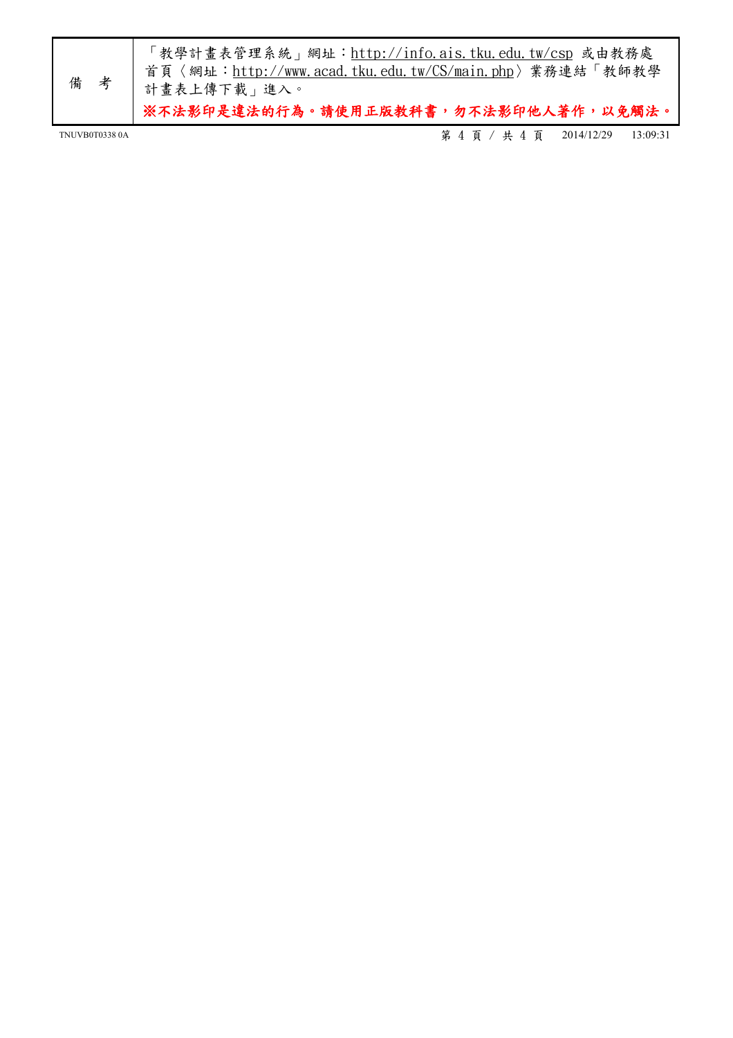| | |
|---|---|
| 備　考 | 「教學計畫表管理系統」網址：http://info.ais.tku.edu.tw/csp 或由教務處首頁〈網址：http://www.acad.tku.edu.tw/CS/main.php〉業務連結「教師教學計畫表上傳下載」進入。<br>**※不法影印是違法的行為。請使用正版教科書，勿不法影印他人著作，以免觸法。** |

TNUVB0T0338 0A　　2014/12/29　13:09:31